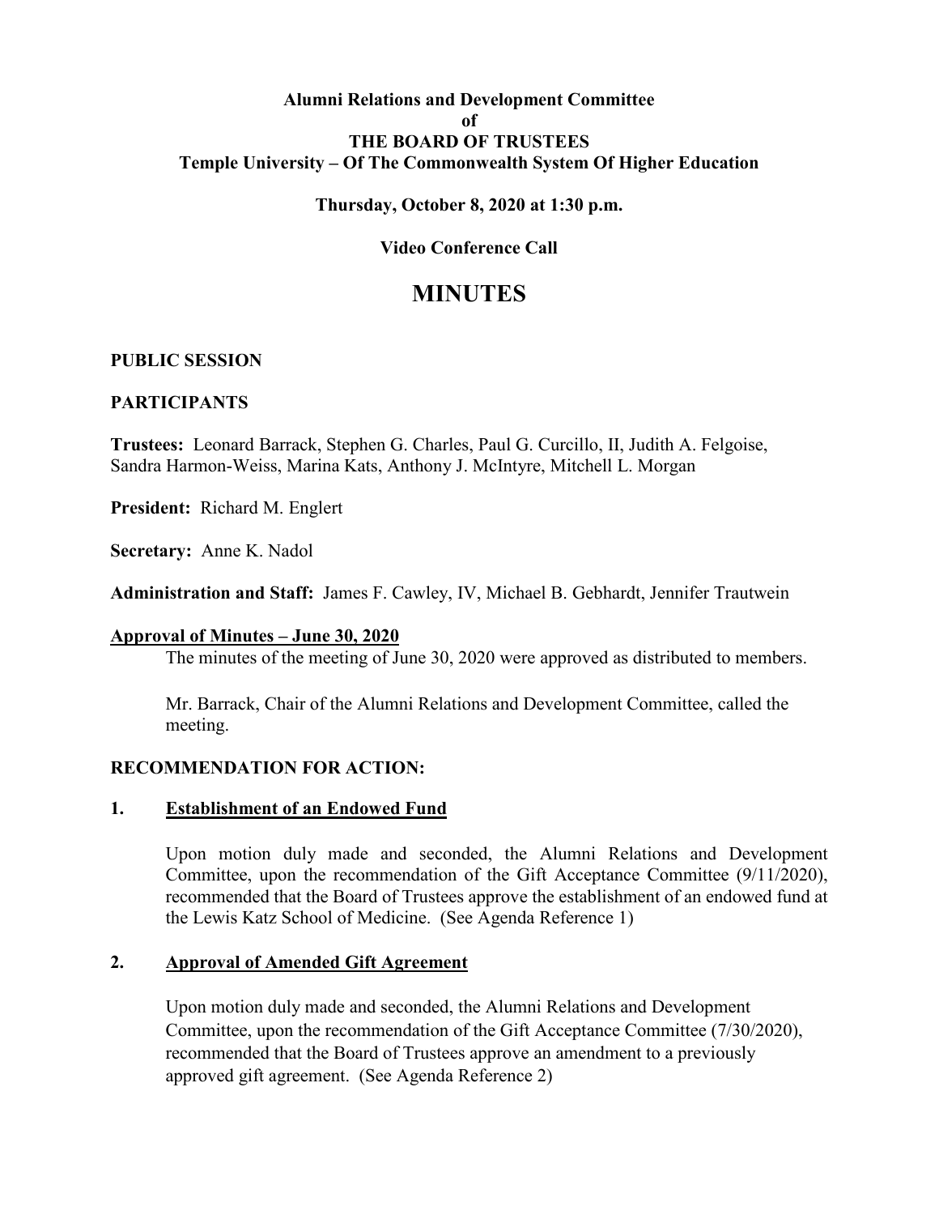**Alumni Relations and Development Committee**
**of**
**THE BOARD OF TRUSTEES**
**Temple University – Of The Commonwealth System Of Higher Education**

**Thursday, October 8, 2020 at 1:30 p.m.**

**Video Conference Call**

# MINUTES

**PUBLIC SESSION**

**PARTICIPANTS**

**Trustees:** Leonard Barrack, Stephen G. Charles, Paul G. Curcillo, II, Judith A. Felgoise, Sandra Harmon-Weiss, Marina Kats, Anthony J. McIntyre, Mitchell L. Morgan

**President:** Richard M. Englert

**Secretary:** Anne K. Nadol

**Administration and Staff:** James F. Cawley, IV, Michael B. Gebhardt, Jennifer Trautwein

**Approval of Minutes – June 30, 2020**

The minutes of the meeting of June 30, 2020 were approved as distributed to members.

Mr. Barrack, Chair of the Alumni Relations and Development Committee, called the meeting.

**RECOMMENDATION FOR ACTION:**

**1. Establishment of an Endowed Fund**

Upon motion duly made and seconded, the Alumni Relations and Development Committee, upon the recommendation of the Gift Acceptance Committee (9/11/2020), recommended that the Board of Trustees approve the establishment of an endowed fund at the Lewis Katz School of Medicine. (See Agenda Reference 1)

**2. Approval of Amended Gift Agreement**

Upon motion duly made and seconded, the Alumni Relations and Development Committee, upon the recommendation of the Gift Acceptance Committee (7/30/2020), recommended that the Board of Trustees approve an amendment to a previously approved gift agreement. (See Agenda Reference 2)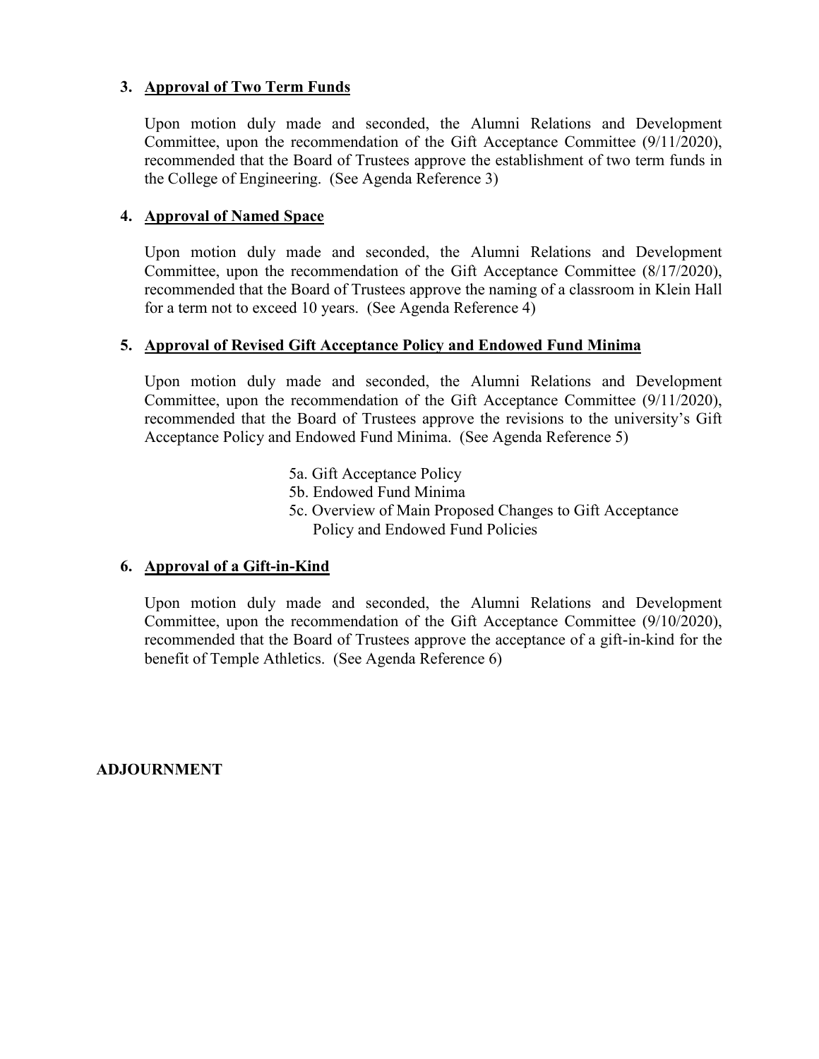3. **<u>Approval of Two Term Funds</u>**

   Upon motion duly made and seconded, the Alumni Relations and Development Committee, upon the recommendation of the Gift Acceptance Committee (9/11/2020), recommended that the Board of Trustees approve the establishment of two term funds in the College of Engineering. (See Agenda Reference 3)

4. **<u>Approval of Named Space</u>**

   Upon motion duly made and seconded, the Alumni Relations and Development Committee, upon the recommendation of the Gift Acceptance Committee (8/17/2020), recommended that the Board of Trustees approve the naming of a classroom in Klein Hall for a term not to exceed 10 years. (See Agenda Reference 4)

5. **<u>Approval of Revised Gift Acceptance Policy and Endowed Fund Minima</u>**

   Upon motion duly made and seconded, the Alumni Relations and Development Committee, upon the recommendation of the Gift Acceptance Committee (9/11/2020), recommended that the Board of Trustees approve the revisions to the university's Gift Acceptance Policy and Endowed Fund Minima. (See Agenda Reference 5)

   5a. Gift Acceptance Policy
   5b. Endowed Fund Minima
   5c. Overview of Main Proposed Changes to Gift Acceptance Policy and Endowed Fund Policies

6. **<u>Approval of a Gift-in-Kind</u>**

   Upon motion duly made and seconded, the Alumni Relations and Development Committee, upon the recommendation of the Gift Acceptance Committee (9/10/2020), recommended that the Board of Trustees approve the acceptance of a gift-in-kind for the benefit of Temple Athletics. (See Agenda Reference 6)

**ADJOURNMENT**